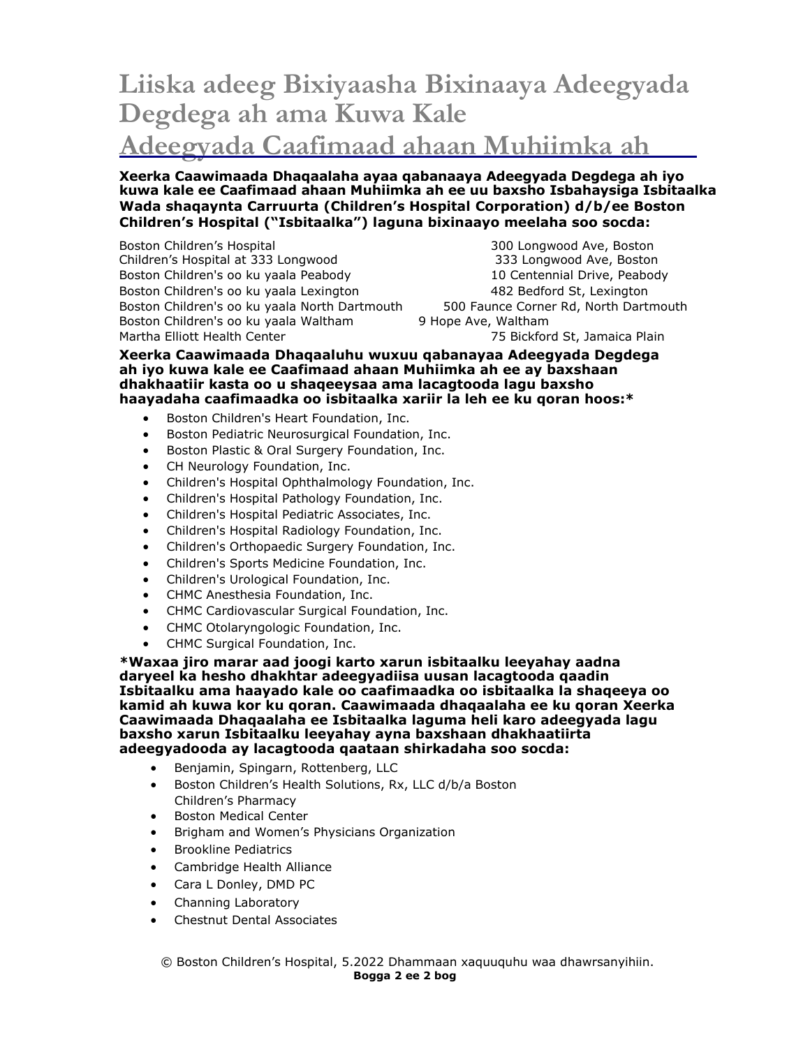# Liiska adeeg Bixiyaasha Bixinaaya Adeegyada Degdega ah ama Kuwa Kale Adeegyada Caafimaad ahaan Muhiimka ah

**Xeerka Caawimaada Dhaqaalaha ayaa qabanaaya Adeegyada Degdega ah iyo kuwa kale ee Caafimaad ahaan Muhiimka ah ee uu baxsho Isbahaysiga Isbitaalka Wada shaqaynta Carruurta (Children's Hospital Corporation) d/b/ee Boston Children's Hospital ("Isbitaalka") laguna bixinaayo meelaha soo socda:**

| | |
|---|---|
| Boston Children's Hospital | 300 Longwood Ave, Boston |
| Children's Hospital at 333 Longwood | 333 Longwood Ave, Boston |
| Boston Children's oo ku yaala Peabody | 10 Centennial Drive, Peabody |
| Boston Children's oo ku yaala Lexington | 482 Bedford St, Lexington |
| Boston Children's oo ku yaala North Dartmouth | 500 Faunce Corner Rd, North Dartmouth |
| Boston Children's oo ku yaala Waltham | 9 Hope Ave, Waltham |
| Martha Elliott Health Center | 75 Bickford St, Jamaica Plain |

**Xeerka Caawimaada Dhaqaaluhu wuxuu qabanayaa Adeegyada Degdega ah iyo kuwa kale ee Caafimaad ahaan Muhiimka ah ee ay baxshaan dhakhaatiir kasta oo u shaqeeysaa ama lacagtooda lagu baxsho haayadaha caafimaadka oo isbitaalka xariir la leh ee ku qoran hoos:***

- Boston Children's Heart Foundation, Inc.
- Boston Pediatric Neurosurgical Foundation, Inc.
- Boston Plastic & Oral Surgery Foundation, Inc.
- CH Neurology Foundation, Inc.
- Children's Hospital Ophthalmology Foundation, Inc.
- Children's Hospital Pathology Foundation, Inc.
- Children's Hospital Pediatric Associates, Inc.
- Children's Hospital Radiology Foundation, Inc.
- Children's Orthopaedic Surgery Foundation, Inc.
- Children's Sports Medicine Foundation, Inc.
- Children's Urological Foundation, Inc.
- CHMC Anesthesia Foundation, Inc.
- CHMC Cardiovascular Surgical Foundation, Inc.
- CHMC Otolaryngologic Foundation, Inc.
- CHMC Surgical Foundation, Inc.

**\*Waxaa jiro marar aad joogi karto xarun isbitaalku leeyahay aadna daryeel ka hesho dhakhtar adeegyadiisa uusan lacagtooda qaadin Isbitaalku ama haayado kale oo caafimaadka oo isbitaalka la shaqeeya oo kamid ah kuwa kor ku qoran. Caawimaada dhaqaalaha ee ku qoran Xeerka Caawimaada Dhaqaalaha ee Isbitaalka laguma heli karo adeegyada lagu baxsho xarun Isbitaalku leeyahay ayna baxshaan dhakhaatiirta adeegyadooda ay lacagtooda qaataan shirkadaha soo socda:**

- Benjamin, Spingarn, Rottenberg, LLC
- Boston Children's Health Solutions, Rx, LLC d/b/a Boston Children's Pharmacy
- Boston Medical Center
- Brigham and Women's Physicians Organization
- Brookline Pediatrics
- Cambridge Health Alliance
- Cara L Donley, DMD PC
- Channing Laboratory
- Chestnut Dental Associates

© Boston Children's Hospital, 5.2022 Dhammaan xaquuqduhu waa dhawrsanyihiin.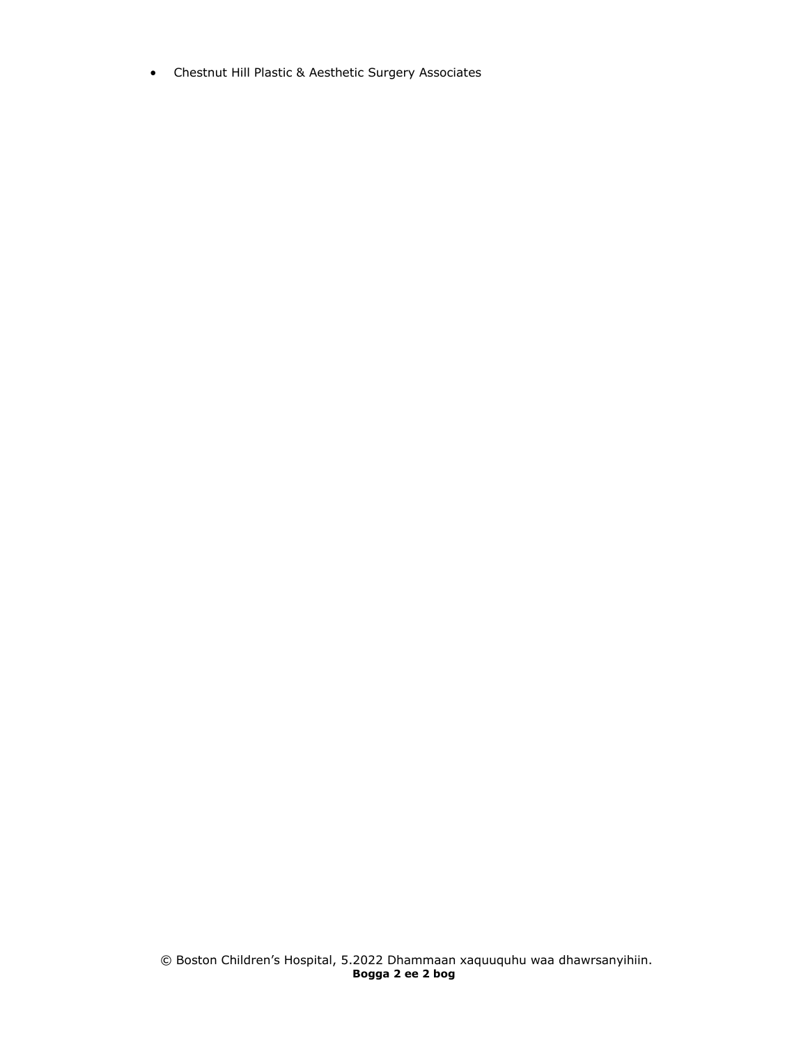- Chestnut Hill Plastic & Aesthetic Surgery Associates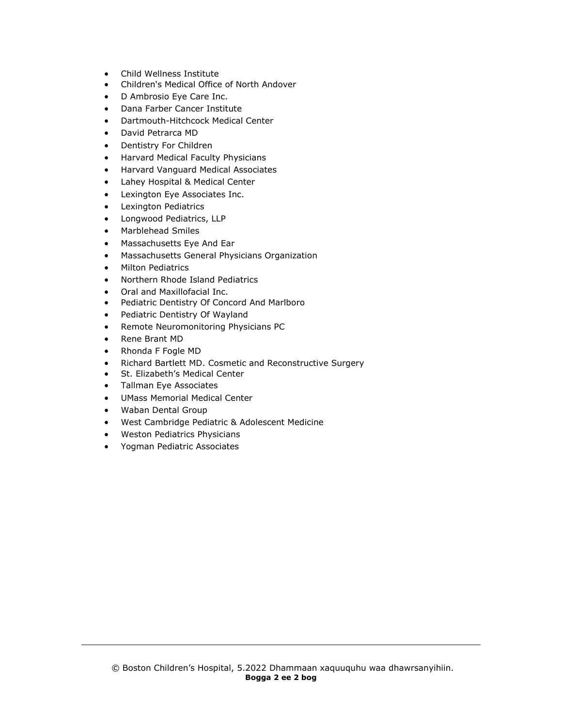- Child Wellness Institute
- Children's Medical Office of North Andover
- D Ambrosio Eye Care Inc.
- Dana Farber Cancer Institute
- Dartmouth-Hitchcock Medical Center
- David Petrarca MD
- Dentistry For Children
- Harvard Medical Faculty Physicians
- Harvard Vanguard Medical Associates
- Lahey Hospital & Medical Center
- Lexington Eye Associates Inc.
- Lexington Pediatrics
- Longwood Pediatrics, LLP
- Marblehead Smiles
- Massachusetts Eye And Ear
- Massachusetts General Physicians Organization
- Milton Pediatrics
- Northern Rhode Island Pediatrics
- Oral and Maxillofacial Inc.
- Pediatric Dentistry Of Concord And Marlboro
- Pediatric Dentistry Of Wayland
- Remote Neuromonitoring Physicians PC
- Rene Brant MD
- Rhonda F Fogle MD
- Richard Bartlett MD. Cosmetic and Reconstructive Surgery
- St. Elizabeth's Medical Center
- Tallman Eye Associates
- UMass Memorial Medical Center
- Waban Dental Group
- West Cambridge Pediatric & Adolescent Medicine
- Weston Pediatrics Physicians
- Yogman Pediatric Associates

© Boston Children's Hospital, 5.2022 Dhammaan xaquuquhu waa dhawrsanyihiin.